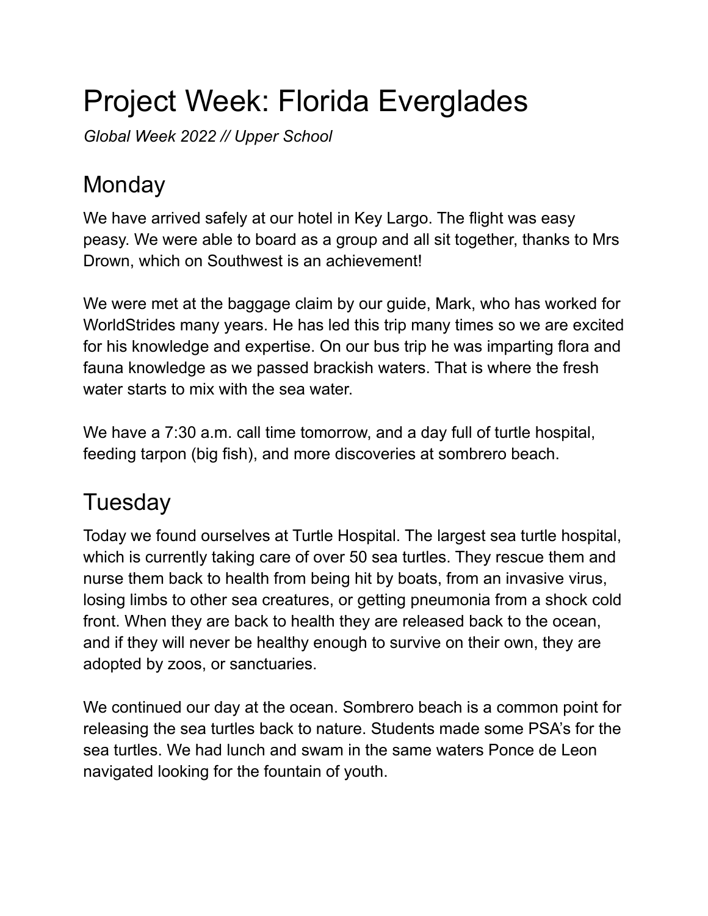# Project Week: Florida Everglades

*Global Week 2022 // Upper School*

## Monday

We have arrived safely at our hotel in Key Largo. The flight was easy peasy. We were able to board as a group and all sit together, thanks to Mrs Drown, which on Southwest is an achievement!

We were met at the baggage claim by our guide, Mark, who has worked for WorldStrides many years. He has led this trip many times so we are excited for his knowledge and expertise. On our bus trip he was imparting flora and fauna knowledge as we passed brackish waters. That is where the fresh water starts to mix with the sea water.

We have a 7:30 a.m. call time tomorrow, and a day full of turtle hospital, feeding tarpon (big fish), and more discoveries at sombrero beach.

## Tuesday

Today we found ourselves at Turtle Hospital. The largest sea turtle hospital, which is currently taking care of over 50 sea turtles. They rescue them and nurse them back to health from being hit by boats, from an invasive virus, losing limbs to other sea creatures, or getting pneumonia from a shock cold front. When they are back to health they are released back to the ocean, and if they will never be healthy enough to survive on their own, they are adopted by zoos, or sanctuaries.

We continued our day at the ocean. Sombrero beach is a common point for releasing the sea turtles back to nature. Students made some PSA's for the sea turtles. We had lunch and swam in the same waters Ponce de Leon navigated looking for the fountain of youth.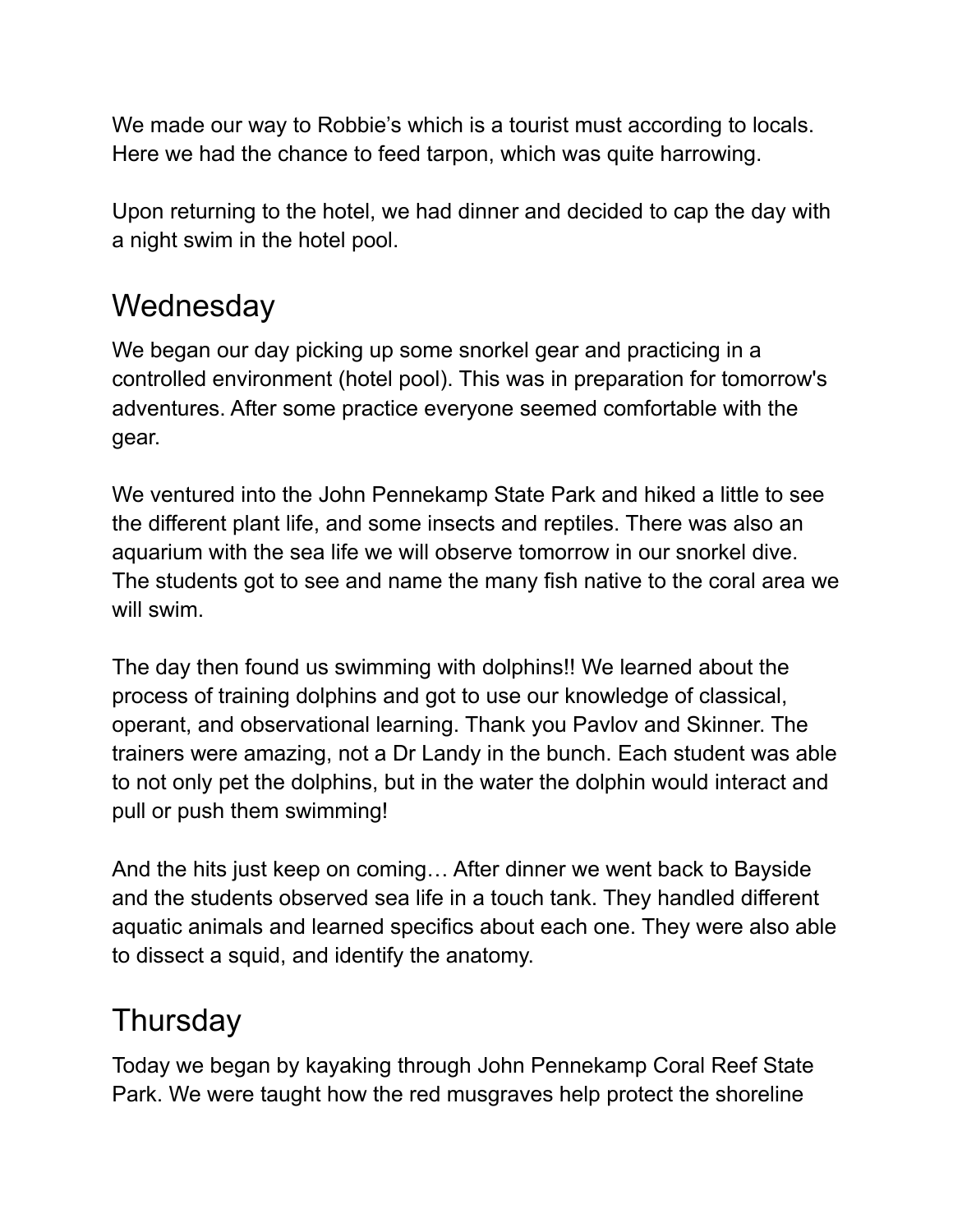We made our way to Robbie's which is a tourist must according to locals. Here we had the chance to feed tarpon, which was quite harrowing.

Upon returning to the hotel, we had dinner and decided to cap the day with a night swim in the hotel pool.

## Wednesday

We began our day picking up some snorkel gear and practicing in a controlled environment (hotel pool). This was in preparation for tomorrow's adventures. After some practice everyone seemed comfortable with the gear.

We ventured into the John Pennekamp State Park and hiked a little to see the different plant life, and some insects and reptiles. There was also an aquarium with the sea life we will observe tomorrow in our snorkel dive. The students got to see and name the many fish native to the coral area we will swim.

The day then found us swimming with dolphins!! We learned about the process of training dolphins and got to use our knowledge of classical, operant, and observational learning. Thank you Pavlov and Skinner. The trainers were amazing, not a Dr Landy in the bunch. Each student was able to not only pet the dolphins, but in the water the dolphin would interact and pull or push them swimming!

And the hits just keep on coming… After dinner we went back to Bayside and the students observed sea life in a touch tank. They handled different aquatic animals and learned specifics about each one. They were also able to dissect a squid, and identify the anatomy.

## Thursday

Today we began by kayaking through John Pennekamp Coral Reef State Park. We were taught how the red musgraves help protect the shoreline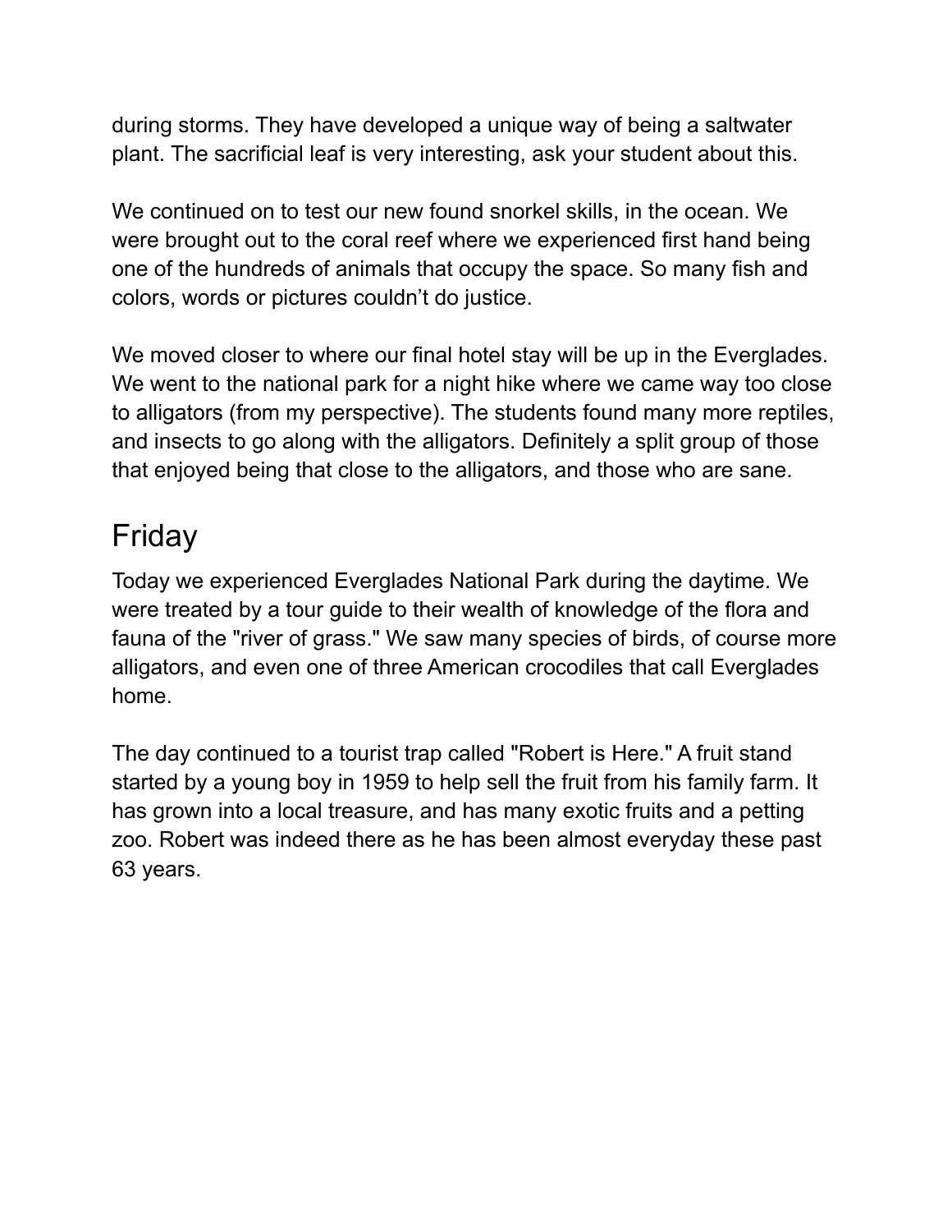during storms. They have developed a unique way of being a saltwater plant. The sacrificial leaf is very interesting, ask your student about this.

We continued on to test our new found snorkel skills, in the ocean. We were brought out to the coral reef where we experienced first hand being one of the hundreds of animals that occupy the space. So many fish and colors, words or pictures couldn't do justice.

We moved closer to where our final hotel stay will be up in the Everglades. We went to the national park for a night hike where we came way too close to alligators (from my perspective). The students found many more reptiles, and insects to go along with the alligators. Definitely a split group of those that enjoyed being that close to the alligators, and those who are sane.

## Friday

Today we experienced Everglades National Park during the daytime. We were treated by a tour guide to their wealth of knowledge of the flora and fauna of the "river of grass." We saw many species of birds, of course more alligators, and even one of three American crocodiles that call Everglades home.

The day continued to a tourist trap called "Robert is Here." A fruit stand started by a young boy in 1959 to help sell the fruit from his family farm. It has grown into a local treasure, and has many exotic fruits and a petting zoo. Robert was indeed there as he has been almost everyday these past 63 years.